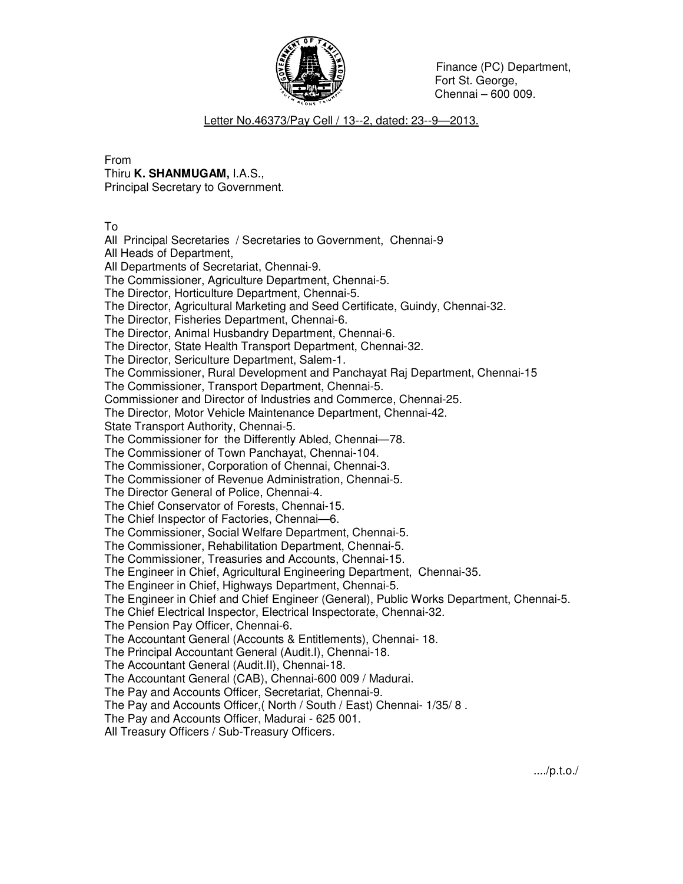Finance (PC) Department,
Fort St. George,
Chennai – 600 009.

Letter No.46373/Pay Cell / 13--2, dated: 23--9—2013.

From
Thiru **K. SHANMUGAM,** I.A.S.,
Principal Secretary to Government.

To
All Principal Secretaries / Secretaries to Government, Chennai-9
All Heads of Department,
All Departments of Secretariat, Chennai-9.
The Commissioner, Agriculture Department, Chennai-5.
The Director, Horticulture Department, Chennai-5.
The Director, Agricultural Marketing and Seed Certificate, Guindy, Chennai-32.
The Director, Fisheries Department, Chennai-6.
The Director, Animal Husbandry Department, Chennai-6.
The Director, State Health Transport Department, Chennai-32.
The Director, Sericulture Department, Salem-1.
The Commissioner, Rural Development and Panchayat Raj Department, Chennai-15
The Commissioner, Transport Department, Chennai-5.
Commissioner and Director of Industries and Commerce, Chennai-25.
The Director, Motor Vehicle Maintenance Department, Chennai-42.
State Transport Authority, Chennai-5.
The Commissioner for the Differently Abled, Chennai—78.
The Commissioner of Town Panchayat, Chennai-104.
The Commissioner, Corporation of Chennai, Chennai-3.
The Commissioner of Revenue Administration, Chennai-5.
The Director General of Police, Chennai-4.
The Chief Conservator of Forests, Chennai-15.
The Chief Inspector of Factories, Chennai—6.
The Commissioner, Social Welfare Department, Chennai-5.
The Commissioner, Rehabilitation Department, Chennai-5.
The Commissioner, Treasuries and Accounts, Chennai-15.
The Engineer in Chief, Agricultural Engineering Department, Chennai-35.
The Engineer in Chief, Highways Department, Chennai-5.
The Engineer in Chief and Chief Engineer (General), Public Works Department, Chennai-5.
The Chief Electrical Inspector, Electrical Inspectorate, Chennai-32.
The Pension Pay Officer, Chennai-6.
The Accountant General (Accounts & Entitlements), Chennai- 18.
The Principal Accountant General (Audit.I), Chennai-18.
The Accountant General (Audit.II), Chennai-18.
The Accountant General (CAB), Chennai-600 009 / Madurai.
The Pay and Accounts Officer, Secretariat, Chennai-9.
The Pay and Accounts Officer,( North / South / East) Chennai- 1/35/ 8 .
The Pay and Accounts Officer, Madurai - 625 001.
All Treasury Officers / Sub-Treasury Officers.

..../p.t.o./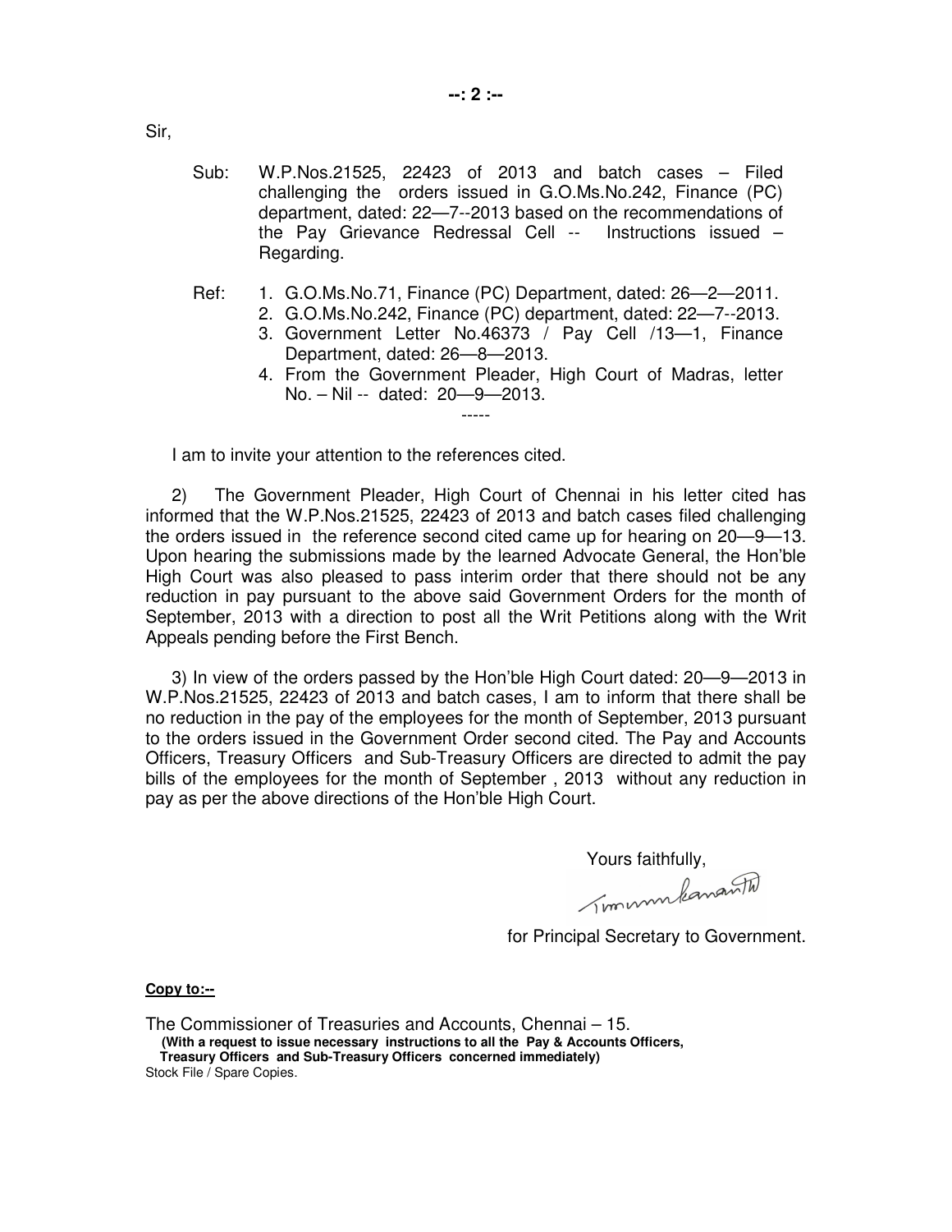Sir,

Sub: W.P.Nos.21525, 22423 of 2013 and batch cases – Filed challenging the orders issued in G.O.Ms.No.242, Finance (PC) department, dated: 22—7--2013 based on the recommendations of the Pay Grievance Redressal Cell -- Instructions issued – Regarding.

Ref:
1. G.O.Ms.No.71, Finance (PC) Department, dated: 26—2—2011.
2. G.O.Ms.No.242, Finance (PC) department, dated: 22—7--2013.
3. Government Letter No.46373 / Pay Cell /13—1, Finance Department, dated: 26—8—2013.
4. From the Government Pleader, High Court of Madras, letter No. – Nil -- dated: 20—9—2013.

-----

I am to invite your attention to the references cited.

2) The Government Pleader, High Court of Chennai in his letter cited has informed that the W.P.Nos.21525, 22423 of 2013 and batch cases filed challenging the orders issued in the reference second cited came up for hearing on 20—9—13. Upon hearing the submissions made by the learned Advocate General, the Hon'ble High Court was also pleased to pass interim order that there should not be any reduction in pay pursuant to the above said Government Orders for the month of September, 2013 with a direction to post all the Writ Petitions along with the Writ Appeals pending before the First Bench.

3) In view of the orders passed by the Hon'ble High Court dated: 20—9—2013 in W.P.Nos.21525, 22423 of 2013 and batch cases, I am to inform that there shall be no reduction in the pay of the employees for the month of September, 2013 pursuant to the orders issued in the Government Order second cited. The Pay and Accounts Officers, Treasury Officers and Sub-Treasury Officers are directed to admit the pay bills of the employees for the month of September , 2013 without any reduction in pay as per the above directions of the Hon'ble High Court.

Yours faithfully,

for Principal Secretary to Government.

**Copy to:--**

The Commissioner of Treasuries and Accounts, Chennai – 15.
**(With a request to issue necessary instructions to all the Pay & Accounts Officers, Treasury Officers and Sub-Treasury Officers concerned immediately)**
Stock File / Spare Copies.